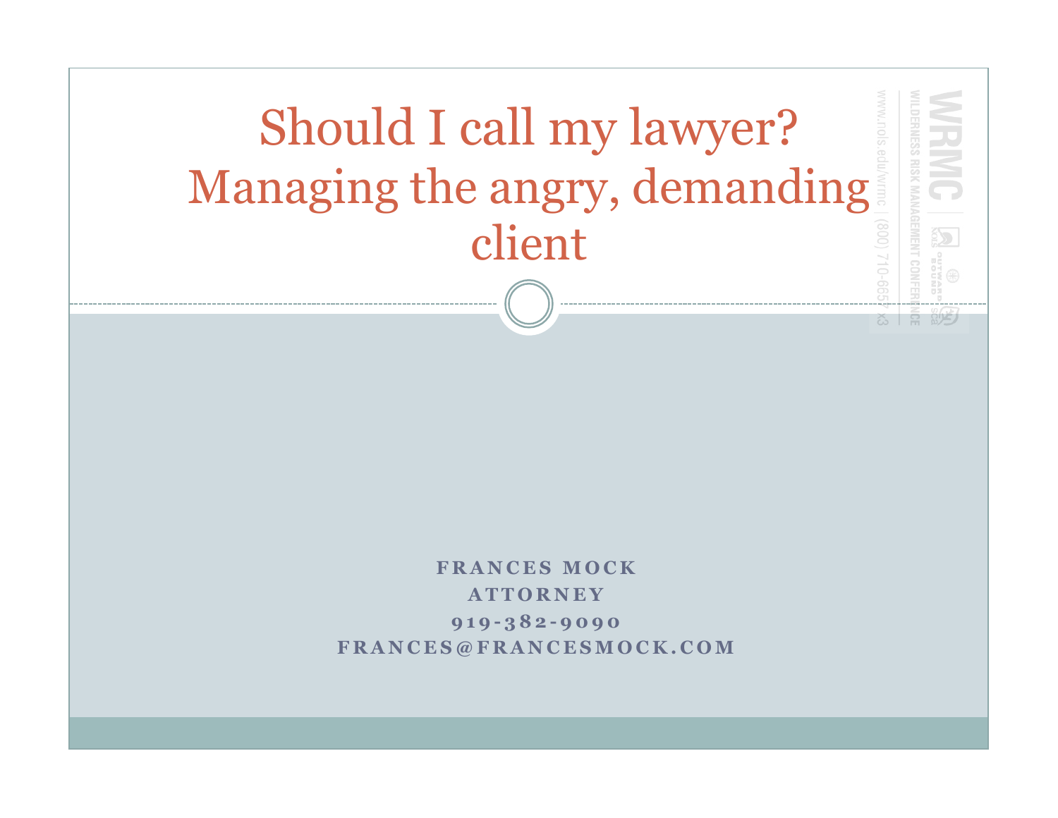# Should I call my lawyer? Managing the angry, demanding client

**FRANCES MOCK**
**ATTORNEY**
**919-382-9090**
**FRANCES@FRANCESMOCK.COM**

WRMC | WILDERNESS RISK MANAGEMENT CONFERENCE | www.nols.edu/wrmc | (800) 710-6657 x3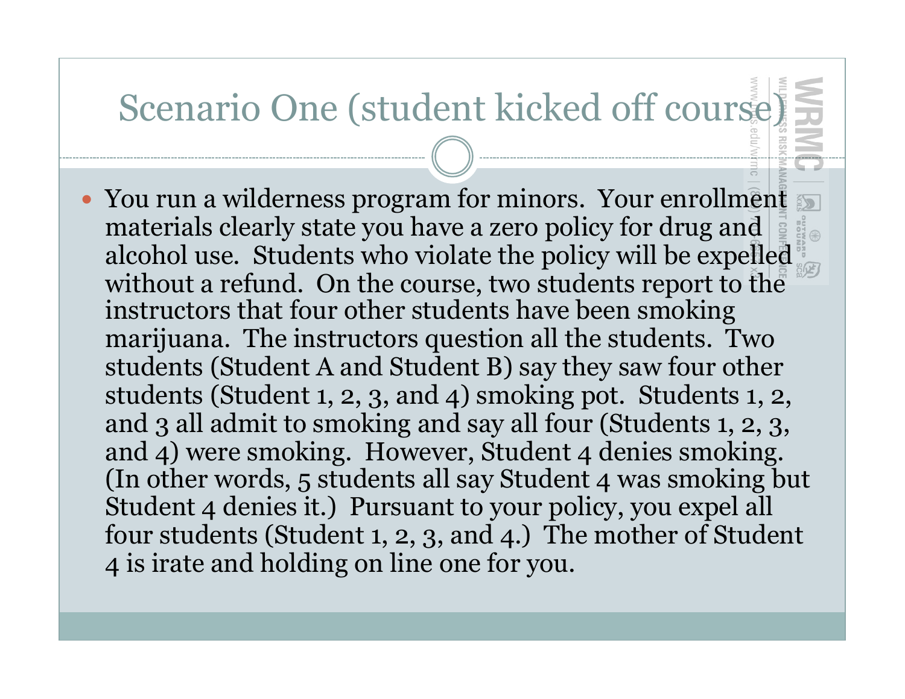# Scenario One (student kicked off course)

- You run a wilderness program for minors. Your enrollment materials clearly state you have a zero policy for drug and alcohol use. Students who violate the policy will be expelled without a refund. On the course, two students report to the instructors that four other students have been smoking marijuana. The instructors question all the students. Two students (Student A and Student B) say they saw four other students (Student 1, 2, 3, and 4) smoking pot. Students 1, 2, and 3 all admit to smoking and say all four (Students 1, 2, 3, and 4) were smoking. However, Student 4 denies smoking. (In other words, 5 students all say Student 4 was smoking but Student 4 denies it.) Pursuant to your policy, you expel all four students (Student 1, 2, 3, and 4.) The mother of Student 4 is irate and holding on line one for you.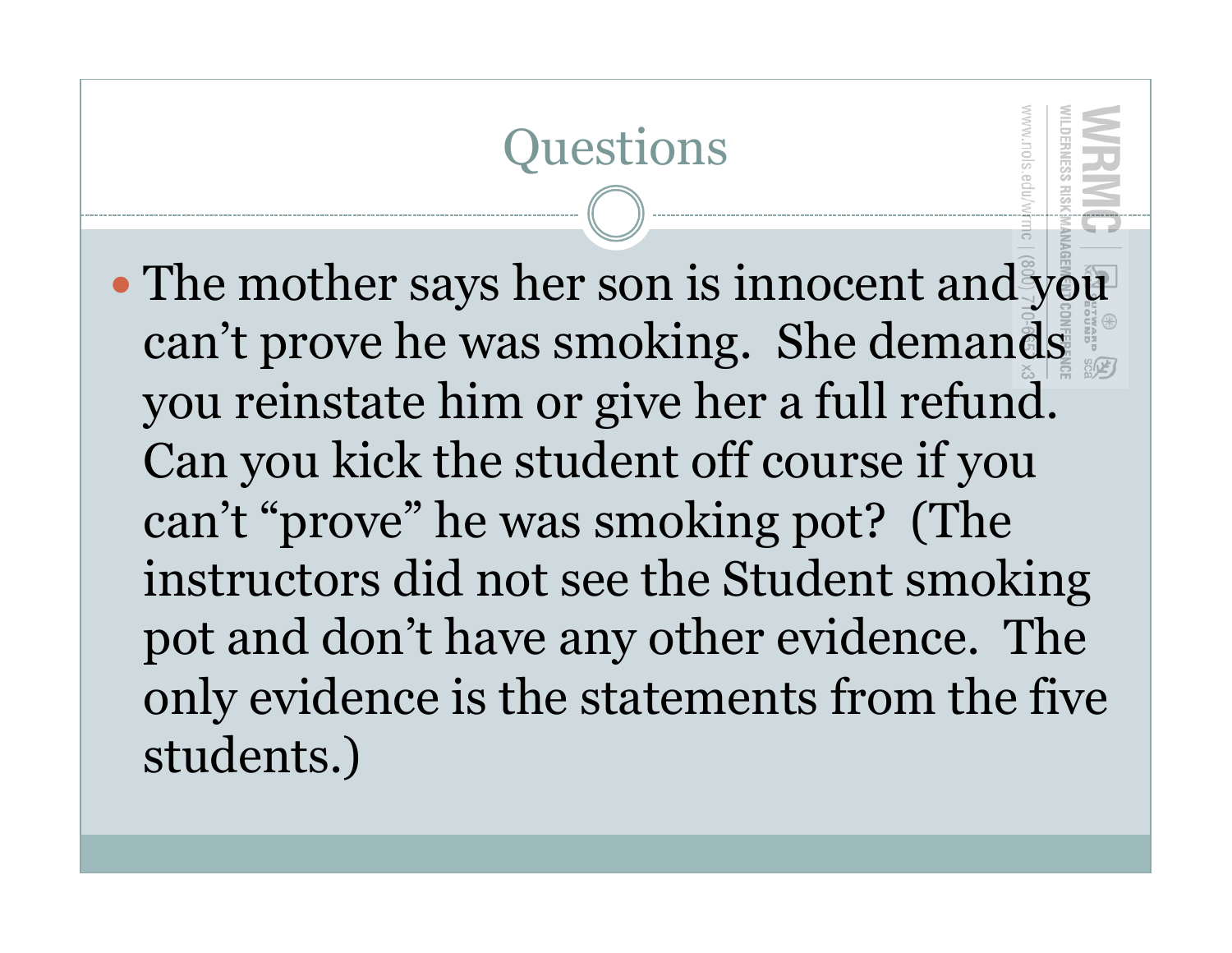# Questions

- The mother says her son is innocent and you can't prove he was smoking. She demands you reinstate him or give her a full refund. Can you kick the student off course if you can't "prove" he was smoking pot? (The instructors did not see the Student smoking pot and don't have any other evidence. The only evidence is the statements from the five students.)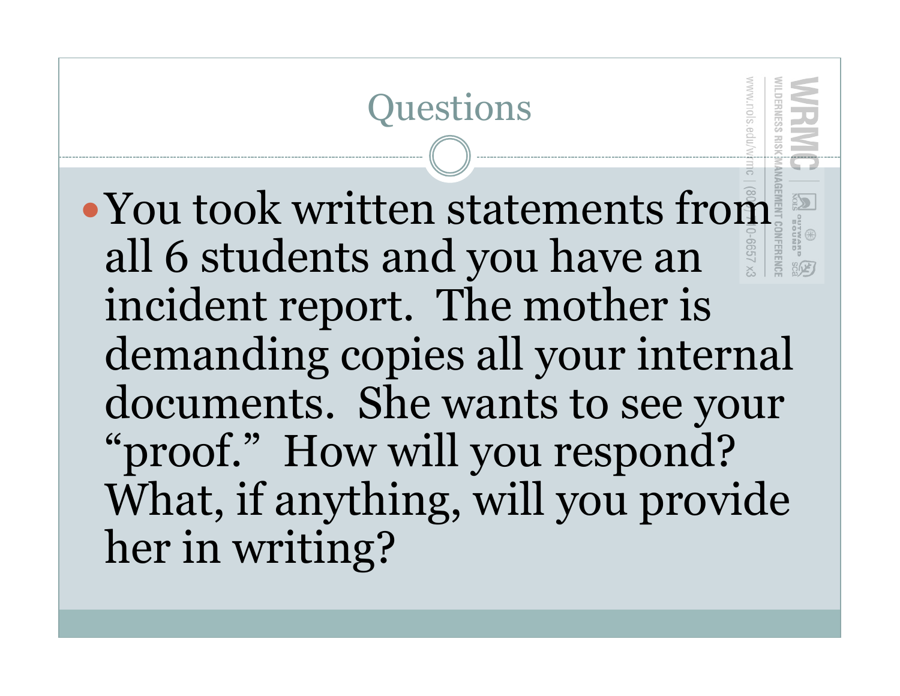## Questions

- You took written statements from all 6 students and you have an incident report. The mother is demanding copies all your internal documents. She wants to see your "proof." How will you respond? What, if anything, will you provide her in writing?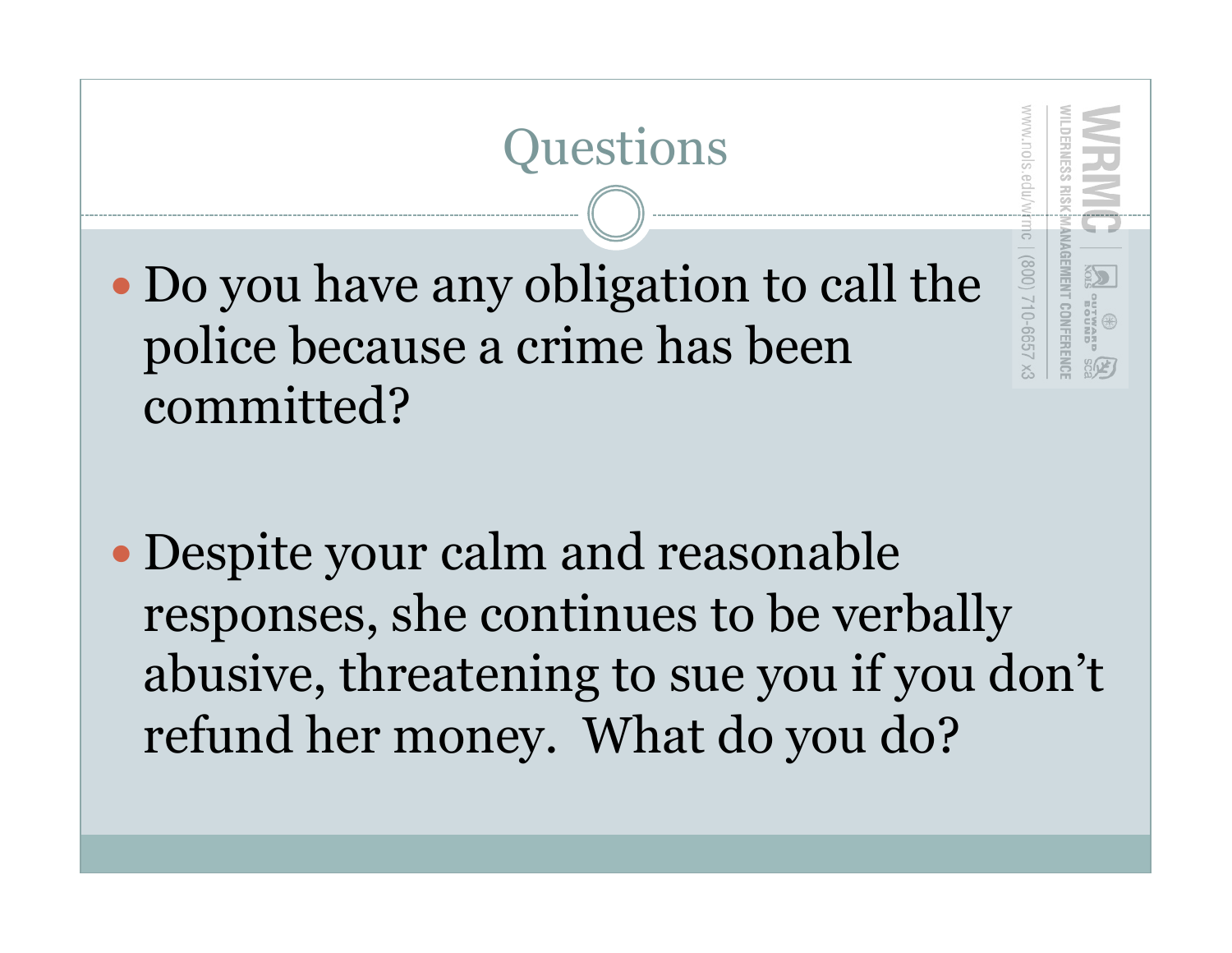# Questions

- Do you have any obligation to call the police because a crime has been committed?

- Despite your calm and reasonable responses, she continues to be verbally abusive, threatening to sue you if you don't refund her money.  What do you do?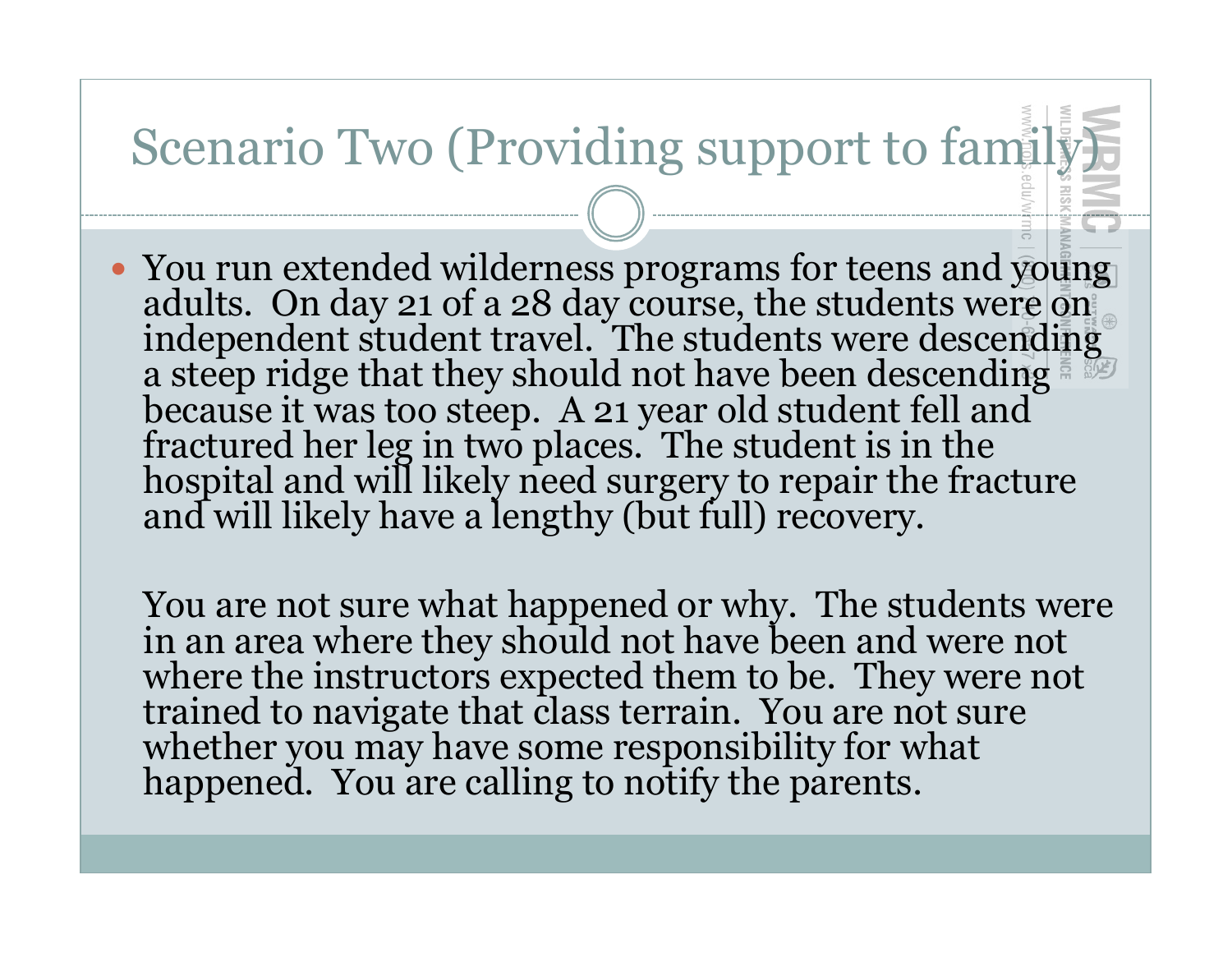# Scenario Two (Providing support to family)

- You run extended wilderness programs for teens and young adults. On day 21 of a 28 day course, the students were on independent student travel. The students were descending a steep ridge that they should not have been descending because it was too steep. A 21 year old student fell and fractured her leg in two places. The student is in the hospital and will likely need surgery to repair the fracture and will likely have a lengthy (but full) recovery.

  You are not sure what happened or why. The students were in an area where they should not have been and were not where the instructors expected them to be. They were not trained to navigate that class terrain. You are not sure whether you may have some responsibility for what happened. You are calling to notify the parents.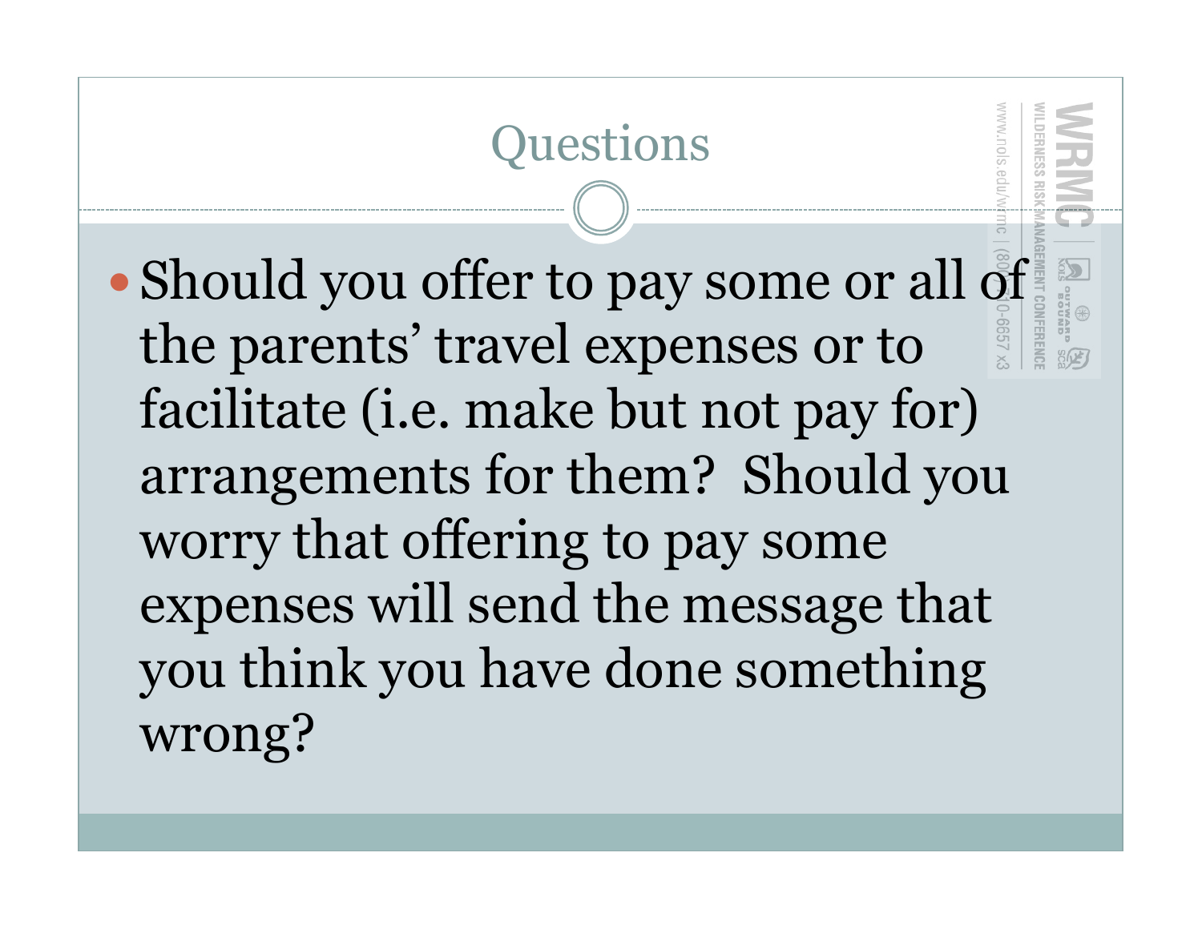# Questions

- Should you offer to pay some or all of the parents' travel expenses or to facilitate (i.e. make but not pay for) arrangements for them? Should you worry that offering to pay some expenses will send the message that you think you have done something wrong?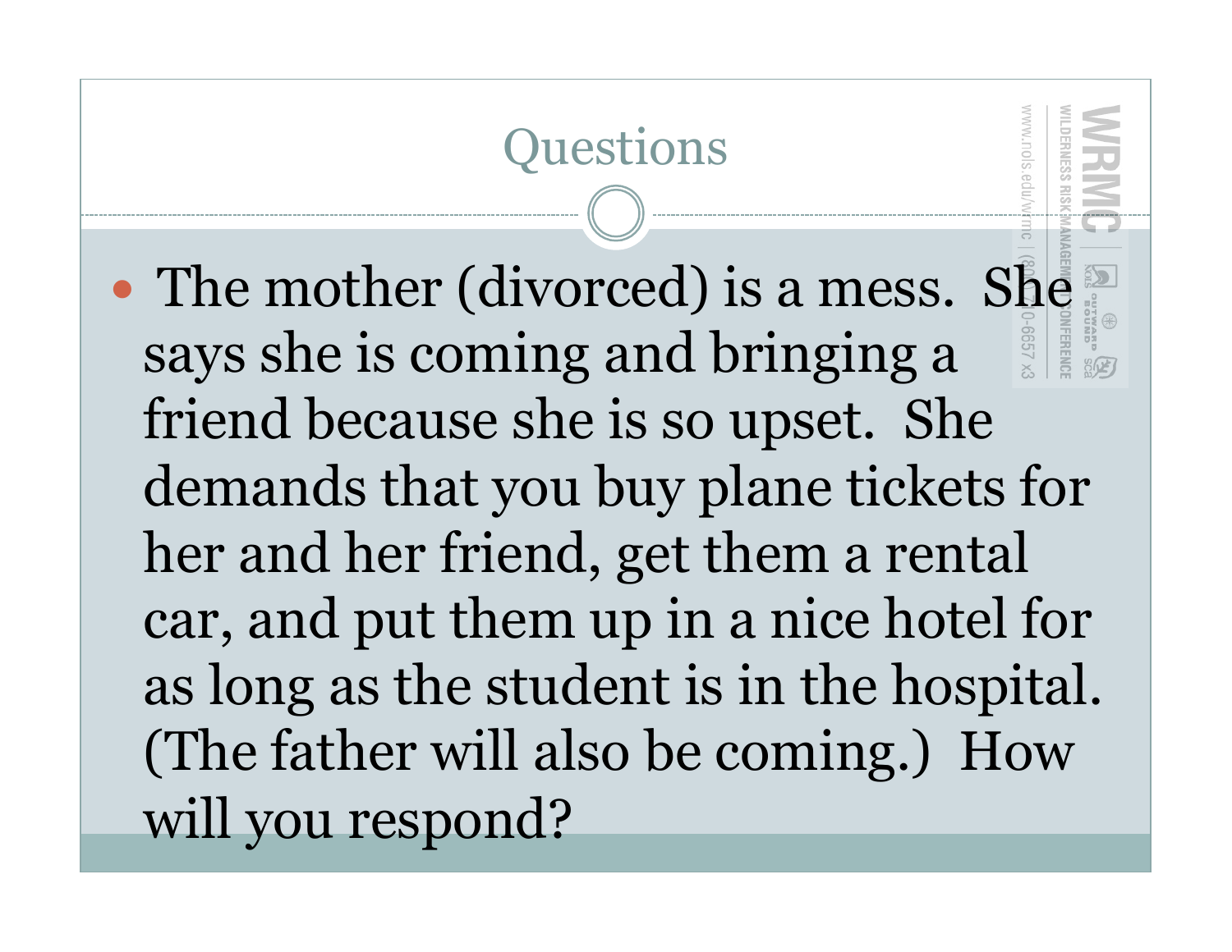# Questions

- The mother (divorced) is a mess. She says she is coming and bringing a friend because she is so upset. She demands that you buy plane tickets for her and her friend, get them a rental car, and put them up in a nice hotel for as long as the student is in the hospital. (The father will also be coming.) How will you respond?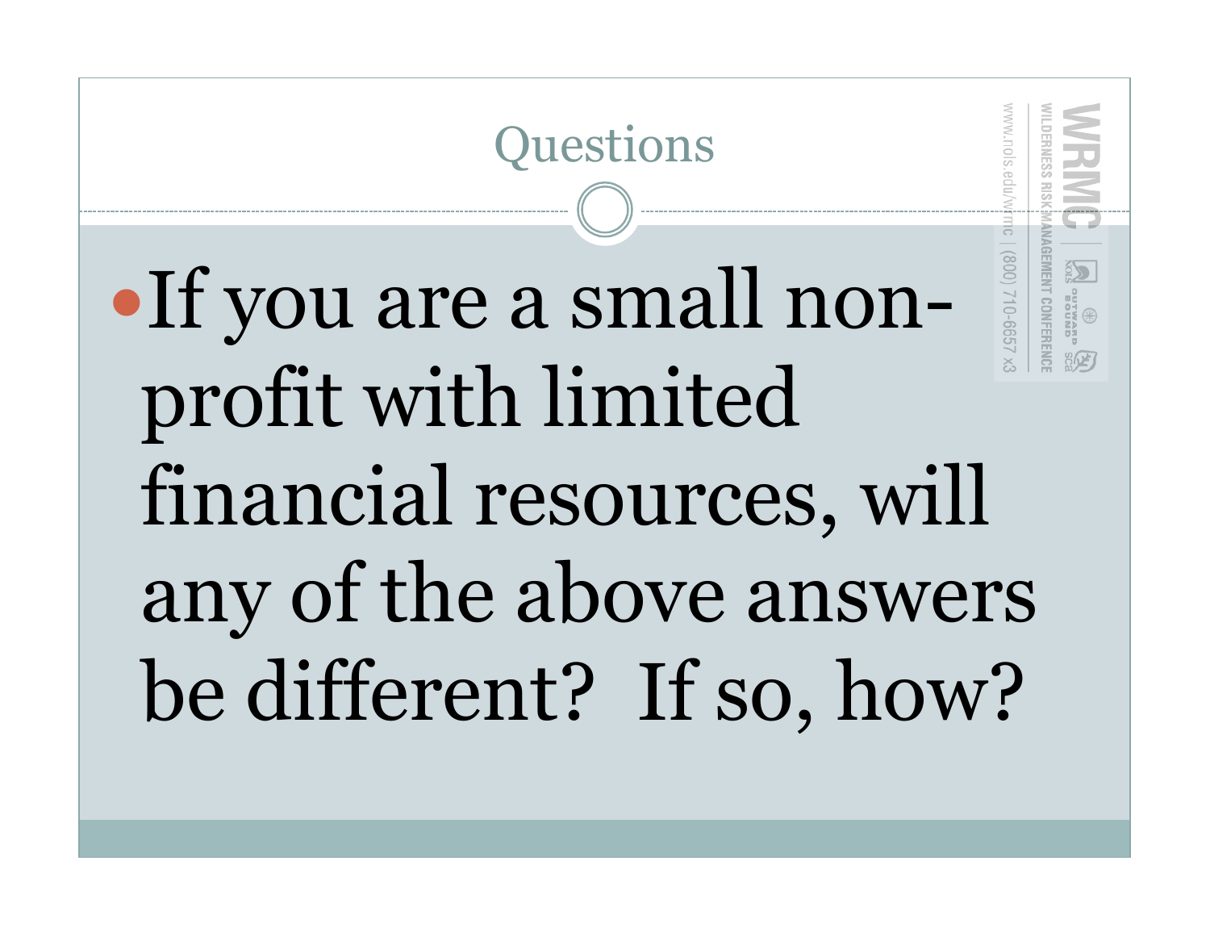# Questions

- If you are a small non-profit with limited financial resources, will any of the above answers be different? If so, how?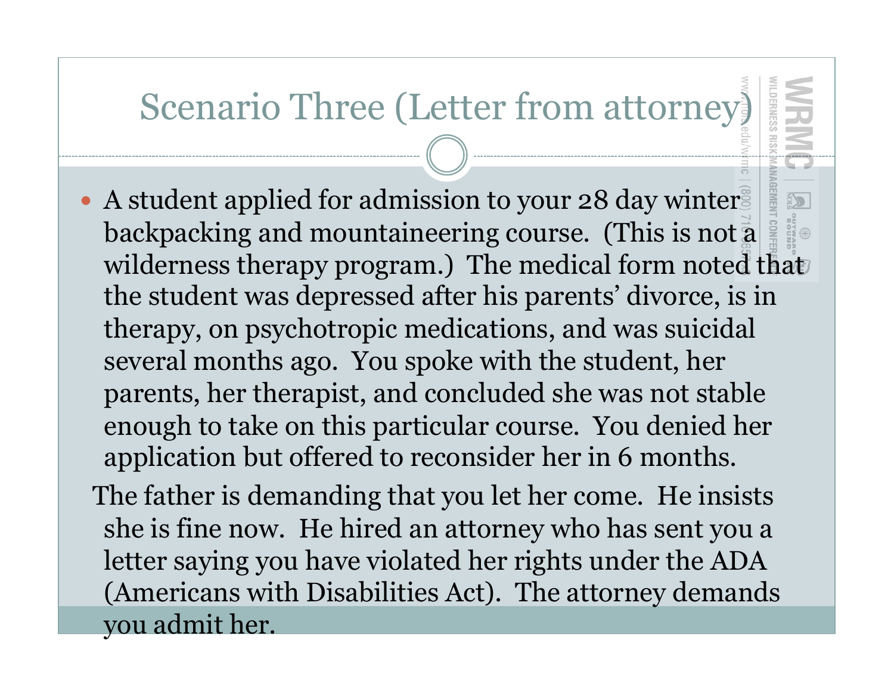# Scenario Three (Letter from attorney)

- A student applied for admission to your 28 day winter backpacking and mountaineering course. (This is not a wilderness therapy program.) The medical form noted that the student was depressed after his parents' divorce, is in therapy, on psychotropic medications, and was suicidal several months ago. You spoke with the student, her parents, her therapist, and concluded she was not stable enough to take on this particular course. You denied her application but offered to reconsider her in 6 months.

The father is demanding that you let her come. He insists she is fine now. He hired an attorney who has sent you a letter saying you have violated her rights under the ADA (Americans with Disabilities Act). The attorney demands you admit her.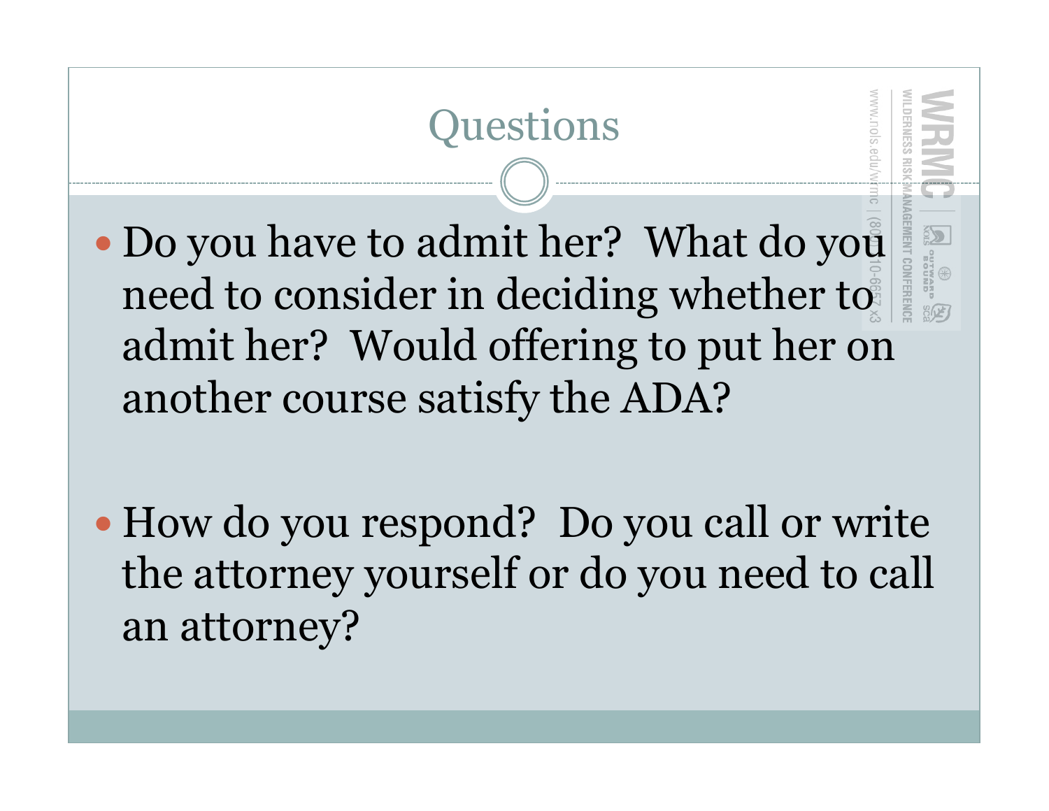# Questions

- Do you have to admit her? What do you need to consider in deciding whether to admit her? Would offering to put her on another course satisfy the ADA?

- How do you respond? Do you call or write the attorney yourself or do you need to call an attorney?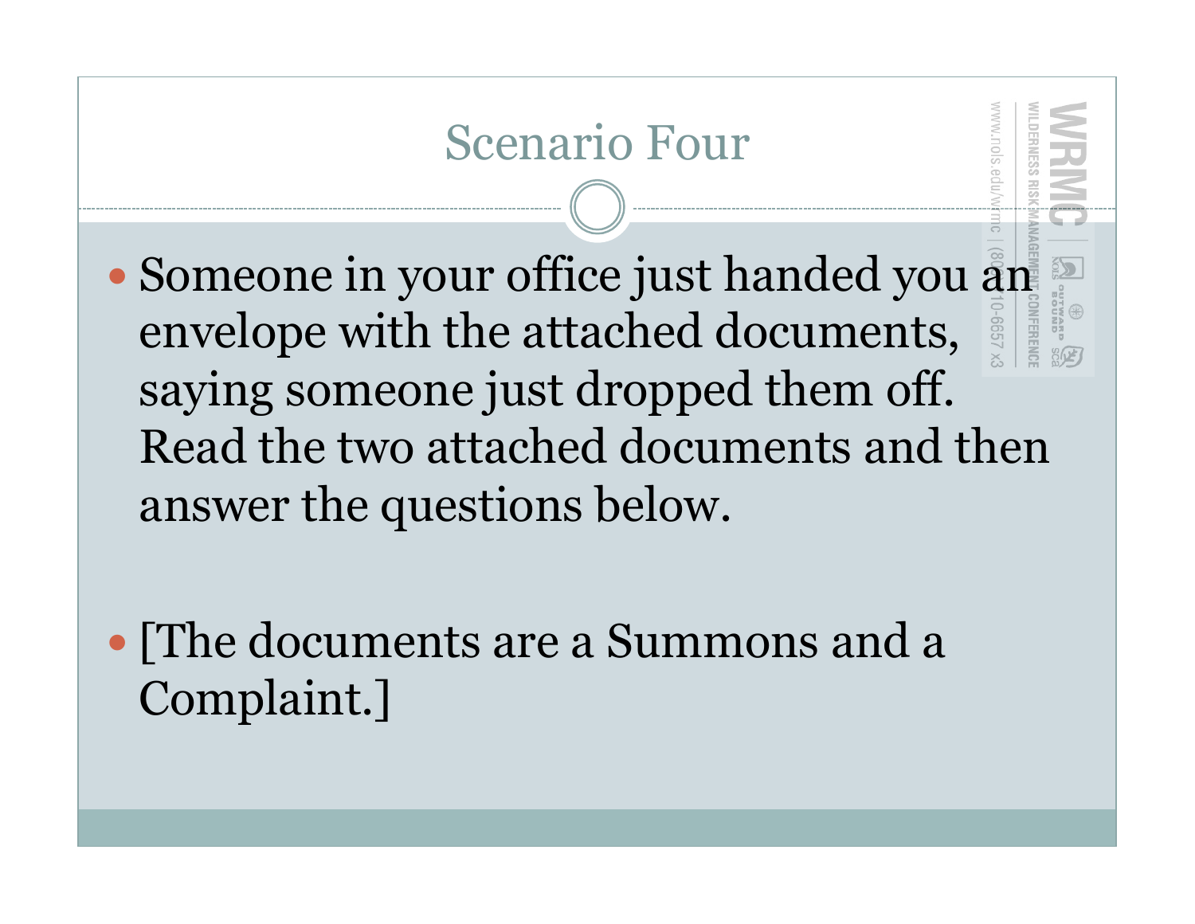# Scenario Four

- Someone in your office just handed you an envelope with the attached documents, saying someone just dropped them off. Read the two attached documents and then answer the questions below.

- [The documents are a Summons and a Complaint.]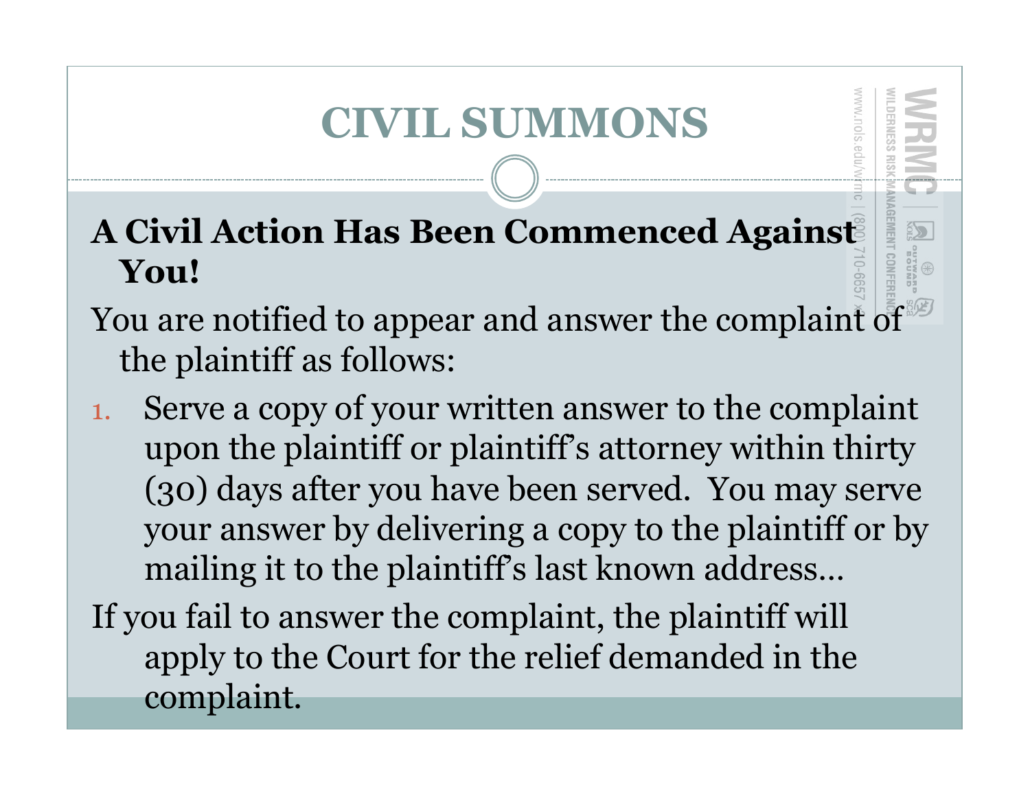# CIVIL SUMMONS

**A Civil Action Has Been Commenced Against You!**

You are notified to appear and answer the complaint of the plaintiff as follows:

1. Serve a copy of your written answer to the complaint upon the plaintiff or plaintiff's attorney within thirty (30) days after you have been served. You may serve your answer by delivering a copy to the plaintiff or by mailing it to the plaintiff's last known address…

If you fail to answer the complaint, the plaintiff will apply to the Court for the relief demanded in the complaint.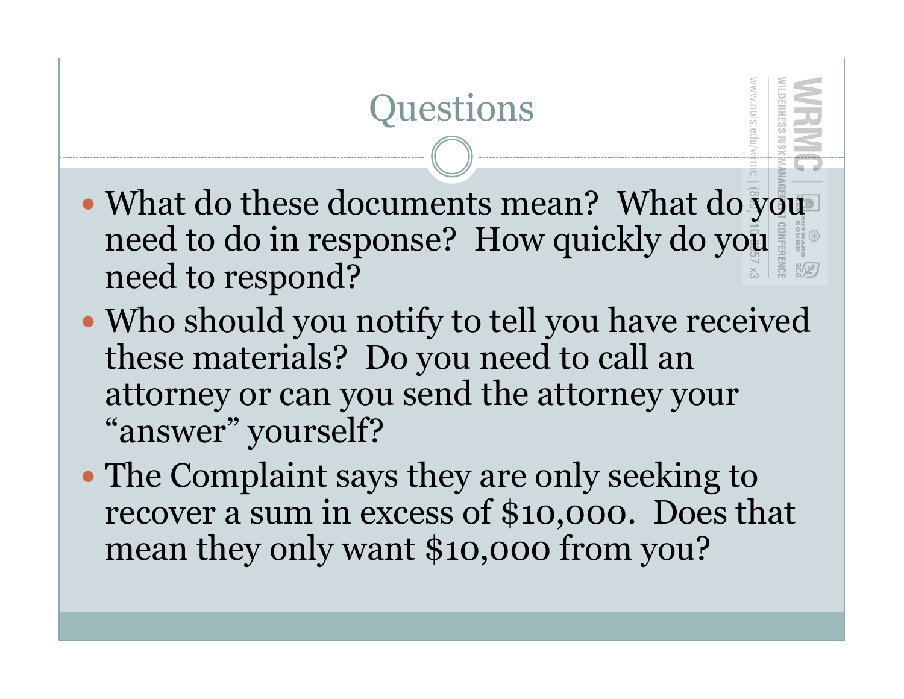# Questions

- What do these documents mean? What do you need to do in response? How quickly do you need to respond?
- Who should you notify to tell you have received these materials? Do you need to call an attorney or can you send the attorney your "answer" yourself?
- The Complaint says they are only seeking to recover a sum in excess of $10,000. Does that mean they only want $10,000 from you?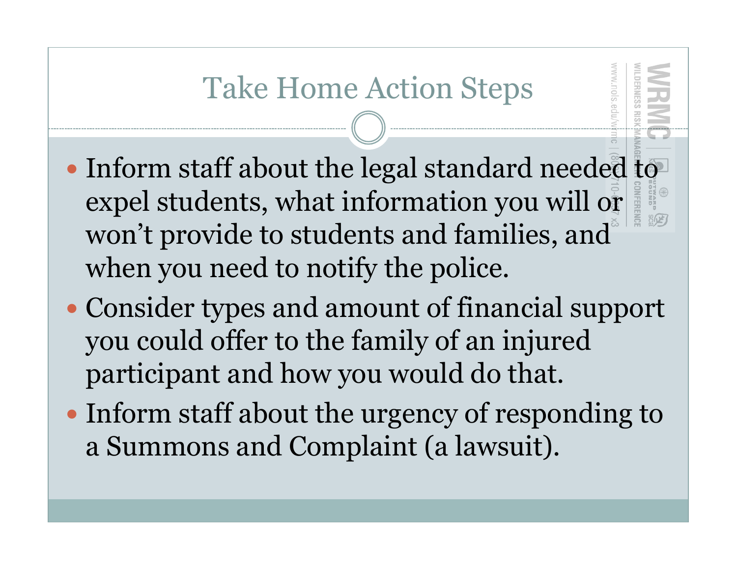# Take Home Action Steps

- Inform staff about the legal standard needed to expel students, what information you will or won't provide to students and families, and when you need to notify the police.
- Consider types and amount of financial support you could offer to the family of an injured participant and how you would do that.
- Inform staff about the urgency of responding to a Summons and Complaint (a lawsuit).